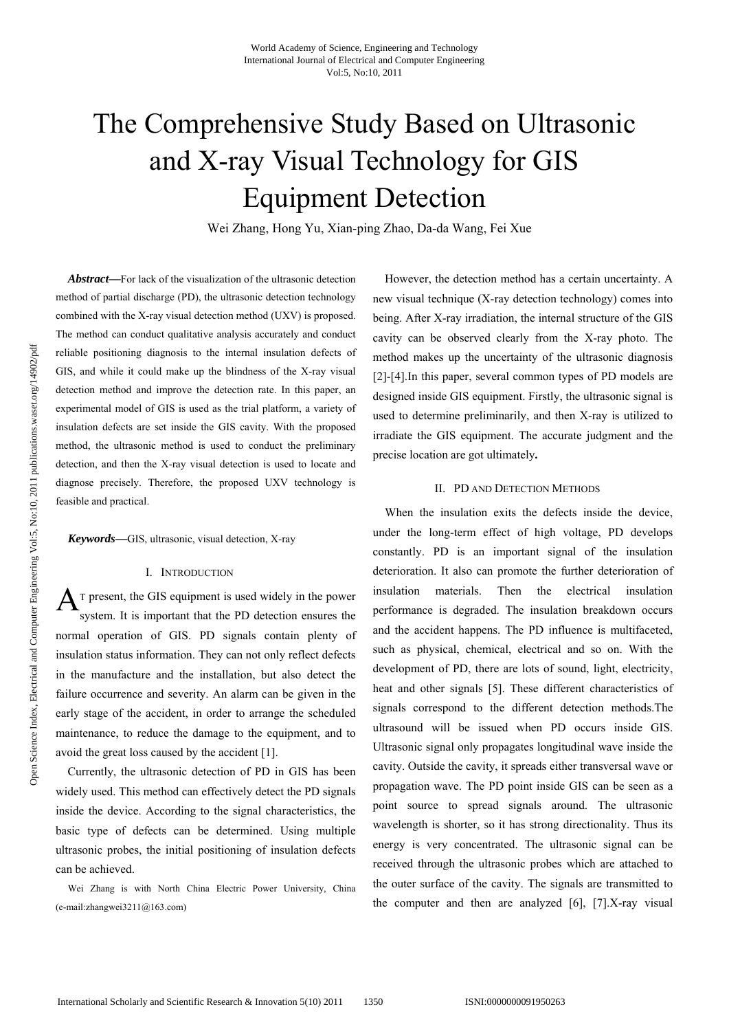# The Comprehensive Study Based on Ultrasonic and X-ray Visual Technology for GIS Equipment Detection

Wei Zhang, Hong Yu, Xian-ping Zhao, Da-da Wang, Fei Xue

***Abstract*—**For lack of the visualization of the ultrasonic detection method of partial discharge (PD), the ultrasonic detection technology combined with the X-ray visual detection method (UXV) is proposed. The method can conduct qualitative analysis accurately and conduct reliable positioning diagnosis to the internal insulation defects of GIS, and while it could make up the blindness of the X-ray visual detection method and improve the detection rate. In this paper, an experimental model of GIS is used as the trial platform, a variety of insulation defects are set inside the GIS cavity. With the proposed method, the ultrasonic method is used to conduct the preliminary detection, and then the X-ray visual detection is used to locate and diagnose precisely. Therefore, the proposed UXV technology is feasible and practical.

***Keywords*—**GIS, ultrasonic, visual detection, X-ray

## I. Introduction

At present, the GIS equipment is used widely in the power system. It is important that the PD detection ensures the normal operation of GIS. PD signals contain plenty of insulation status information. They can not only reflect defects in the manufacture and the installation, but also detect the failure occurrence and severity. An alarm can be given in the early stage of the accident, in order to arrange the scheduled maintenance, to reduce the damage to the equipment, and to avoid the great loss caused by the accident [1].

Currently, the ultrasonic detection of PD in GIS has been widely used. This method can effectively detect the PD signals inside the device. According to the signal characteristics, the basic type of defects can be determined. Using multiple ultrasonic probes, the initial positioning of insulation defects can be achieved.

Wei Zhang is with North China Electric Power University, China (e-mail:zhangwei3211@163.com)

However, the detection method has a certain uncertainty. A new visual technique (X-ray detection technology) comes into being. After X-ray irradiation, the internal structure of the GIS cavity can be observed clearly from the X-ray photo. The method makes up the uncertainty of the ultrasonic diagnosis [2]-[4].In this paper, several common types of PD models are designed inside GIS equipment. Firstly, the ultrasonic signal is used to determine preliminarily, and then X-ray is utilized to irradiate the GIS equipment. The accurate judgment and the precise location are got ultimately**.**

## II. PD and Detection Methods

When the insulation exits the defects inside the device, under the long-term effect of high voltage, PD develops constantly. PD is an important signal of the insulation deterioration. It also can promote the further deterioration of insulation materials. Then the electrical insulation performance is degraded. The insulation breakdown occurs and the accident happens. The PD influence is multifaceted, such as physical, chemical, electrical and so on. With the development of PD, there are lots of sound, light, electricity, heat and other signals [5]. These different characteristics of signals correspond to the different detection methods.The ultrasound will be issued when PD occurs inside GIS. Ultrasonic signal only propagates longitudinal wave inside the cavity. Outside the cavity, it spreads either transversal wave or propagation wave. The PD point inside GIS can be seen as a point source to spread signals around. The ultrasonic wavelength is shorter, so it has strong directionality. Thus its energy is very concentrated. The ultrasonic signal can be received through the ultrasonic probes which are attached to the outer surface of the cavity. The signals are transmitted to the computer and then are analyzed [6], [7].X-ray visual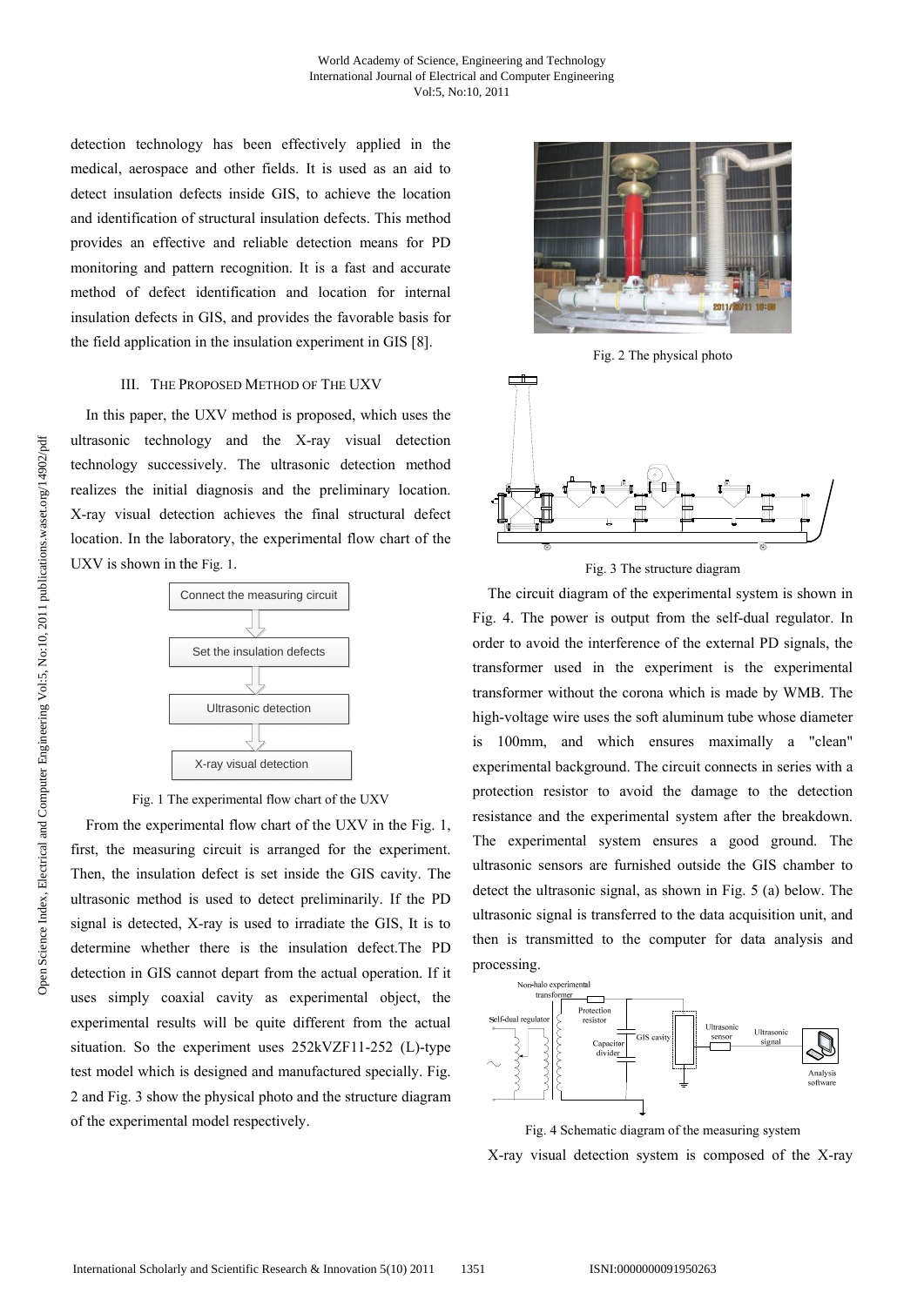detection technology has been effectively applied in the medical, aerospace and other fields. It is used as an aid to detect insulation defects inside GIS, to achieve the location and identification of structural insulation defects. This method provides an effective and reliable detection means for PD monitoring and pattern recognition. It is a fast and accurate method of defect identification and location for internal insulation defects in GIS, and provides the favorable basis for the field application in the insulation experiment in GIS [8].

## III. The Proposed Method of The UXV

In this paper, the UXV method is proposed, which uses the ultrasonic technology and the X-ray visual detection technology successively. The ultrasonic detection method realizes the initial diagnosis and the preliminary location. X-ray visual detection achieves the final structural defect location. In the laboratory, the experimental flow chart of the UXV is shown in the Fig. 1.

Connect the measuring circuit → Set the insulation defects → Ultrasonic detection → X-ray visual detection

Fig. 1 The experimental flow chart of the UXV

From the experimental flow chart of the UXV in the Fig. 1, first, the measuring circuit is arranged for the experiment. Then, the insulation defect is set inside the GIS cavity. The ultrasonic method is used to detect preliminarily. If the PD signal is detected, X-ray is used to irradiate the GIS, It is to determine whether there is the insulation defect.The PD detection in GIS cannot depart from the actual operation. If it uses simply coaxial cavity as experimental object, the experimental results will be quite different from the actual situation. So the experiment uses 252kVZF11-252 (L)-type test model which is designed and manufactured specially. Fig. 2 and Fig. 3 show the physical photo and the structure diagram of the experimental model respectively.

Fig. 2 The physical photo

Fig. 3 The structure diagram

The circuit diagram of the experimental system is shown in Fig. 4. The power is output from the self-dual regulator. In order to avoid the interference of the external PD signals, the transformer used in the experiment is the experimental transformer without the corona which is made by WMB. The high-voltage wire uses the soft aluminum tube whose diameter is 100mm, and which ensures maximally a "clean" experimental background. The circuit connects in series with a protection resistor to avoid the damage to the detection resistance and the experimental system after the breakdown. The experimental system ensures a good ground. The ultrasonic sensors are furnished outside the GIS chamber to detect the ultrasonic signal, as shown in Fig. 5 (a) below. The ultrasonic signal is transferred to the data acquisition unit, and then is transmitted to the computer for data analysis and processing.

Fig. 4 Schematic diagram of the measuring system

X-ray visual detection system is composed of the X-ray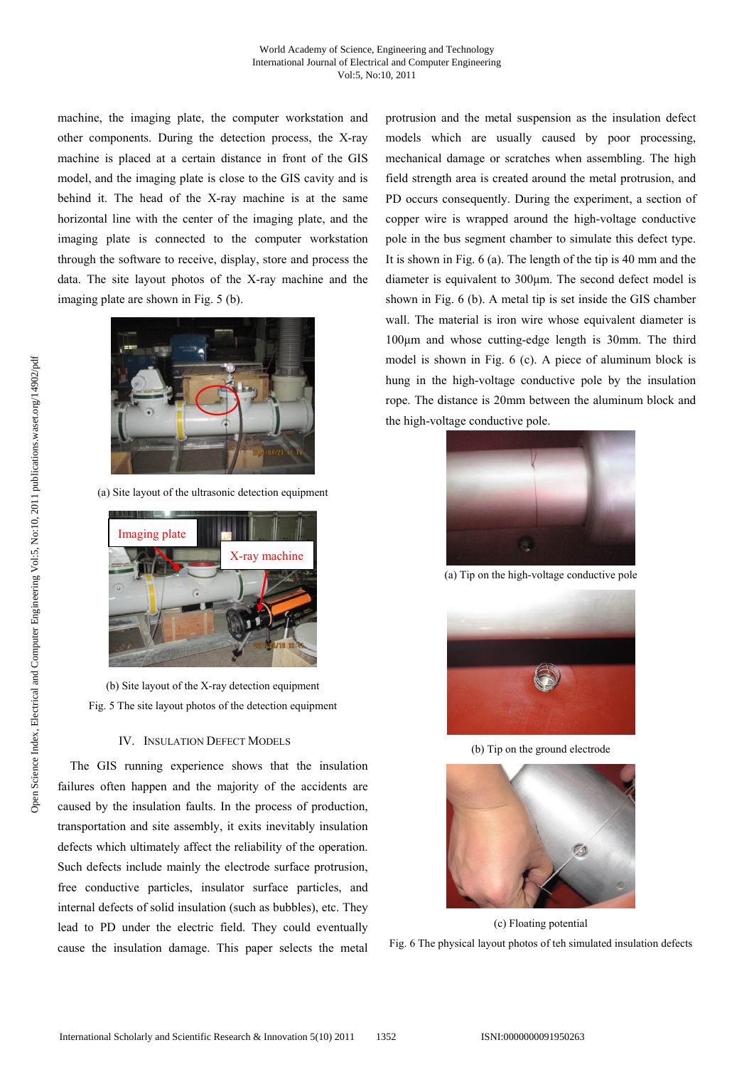machine, the imaging plate, the computer workstation and other components. During the detection process, the X-ray machine is placed at a certain distance in front of the GIS model, and the imaging plate is close to the GIS cavity and is behind it. The head of the X-ray machine is at the same horizontal line with the center of the imaging plate, and the imaging plate is connected to the computer workstation through the software to receive, display, store and process the data. The site layout photos of the X-ray machine and the imaging plate are shown in Fig. 5 (b).

(a) Site layout of the ultrasonic detection equipment

(b) Site layout of the X-ray detection equipment

Fig. 5 The site layout photos of the detection equipment

## IV. Insulation Defect Models

The GIS running experience shows that the insulation failures often happen and the majority of the accidents are caused by the insulation faults. In the process of production, transportation and site assembly, it exits inevitably insulation defects which ultimately affect the reliability of the operation. Such defects include mainly the electrode surface protrusion, free conductive particles, insulator surface particles, and internal defects of solid insulation (such as bubbles), etc. They lead to PD under the electric field. They could eventually cause the insulation damage. This paper selects the metal protrusion and the metal suspension as the insulation defect models which are usually caused by poor processing, mechanical damage or scratches when assembling. The high field strength area is created around the metal protrusion, and PD occurs consequently. During the experiment, a section of copper wire is wrapped around the high-voltage conductive pole in the bus segment chamber to simulate this defect type. It is shown in Fig. 6 (a). The length of the tip is 40 mm and the diameter is equivalent to 300μm. The second defect model is shown in Fig. 6 (b). A metal tip is set inside the GIS chamber wall. The material is iron wire whose equivalent diameter is 100μm and whose cutting-edge length is 30mm. The third model is shown in Fig. 6 (c). A piece of aluminum block is hung in the high-voltage conductive pole by the insulation rope. The distance is 20mm between the aluminum block and the high-voltage conductive pole.

(a) Tip on the high-voltage conductive pole

(b) Tip on the ground electrode

(c) Floating potential

Fig. 6 The physical layout photos of teh simulated insulation defects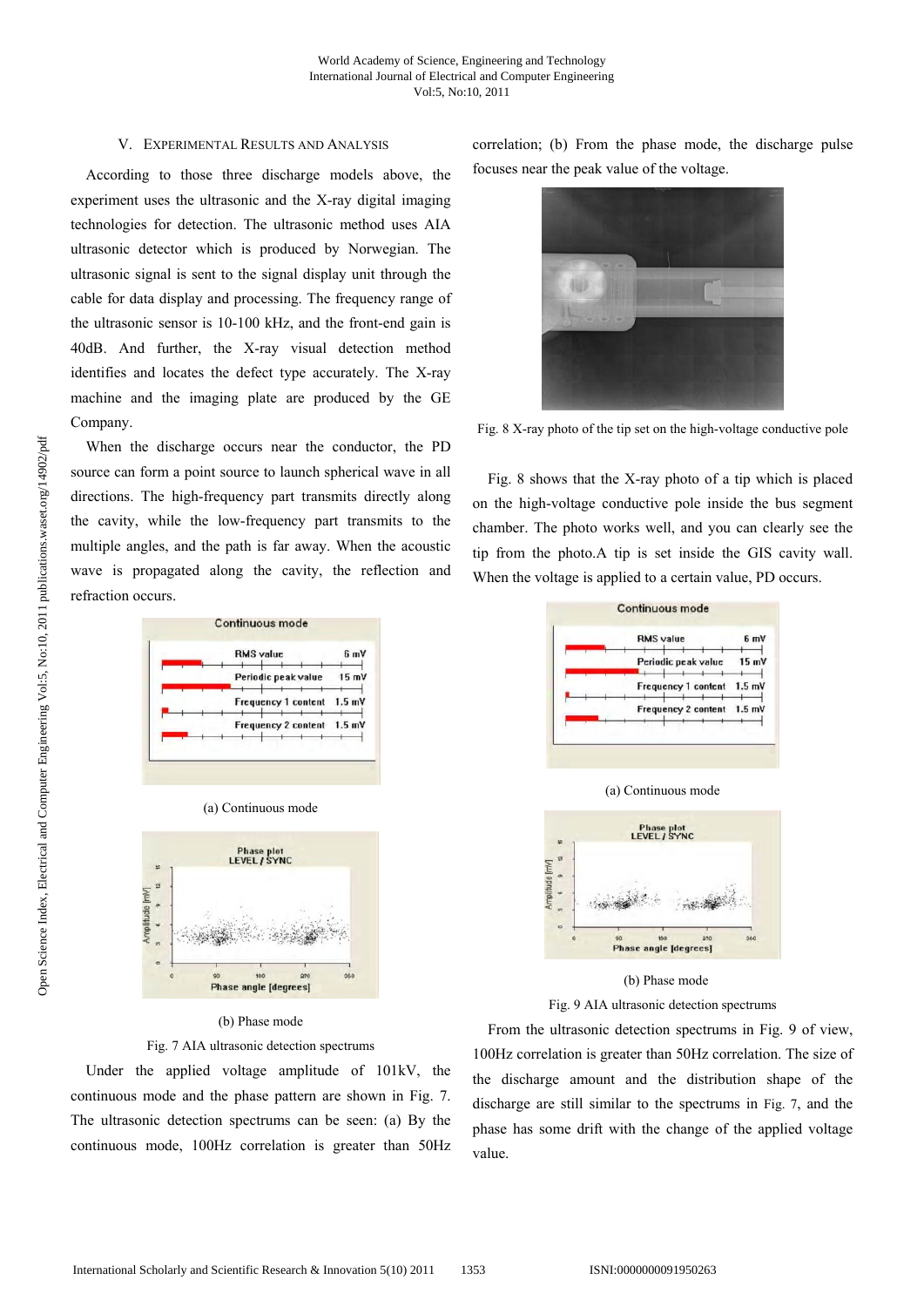## V. Experimental Results and Analysis

According to those three discharge models above, the experiment uses the ultrasonic and the X-ray digital imaging technologies for detection. The ultrasonic method uses AIA ultrasonic detector which is produced by Norwegian. The ultrasonic signal is sent to the signal display unit through the cable for data display and processing. The frequency range of the ultrasonic sensor is 10-100 kHz, and the front-end gain is 40dB. And further, the X-ray visual detection method identifies and locates the defect type accurately. The X-ray machine and the imaging plate are produced by the GE Company.

When the discharge occurs near the conductor, the PD source can form a point source to launch spherical wave in all directions. The high-frequency part transmits directly along the cavity, while the low-frequency part transmits to the multiple angles, and the path is far away. When the acoustic wave is propagated along the cavity, the reflection and refraction occurs.

(a) Continuous mode

(b) Phase mode

Fig. 7 AIA ultrasonic detection spectrums

Under the applied voltage amplitude of 101kV, the continuous mode and the phase pattern are shown in Fig. 7. The ultrasonic detection spectrums can be seen: (a) By the continuous mode, 100Hz correlation is greater than 50Hz correlation; (b) From the phase mode, the discharge pulse focuses near the peak value of the voltage.

Fig. 8 X-ray photo of the tip set on the high-voltage conductive pole

Fig. 8 shows that the X-ray photo of a tip which is placed on the high-voltage conductive pole inside the bus segment chamber. The photo works well, and you can clearly see the tip from the photo.A tip is set inside the GIS cavity wall. When the voltage is applied to a certain value, PD occurs.

(a) Continuous mode

(b) Phase mode

Fig. 9 AIA ultrasonic detection spectrums

From the ultrasonic detection spectrums in Fig. 9 of view, 100Hz correlation is greater than 50Hz correlation. The size of the discharge amount and the distribution shape of the discharge are still similar to the spectrums in Fig. 7, and the phase has some drift with the change of the applied voltage value.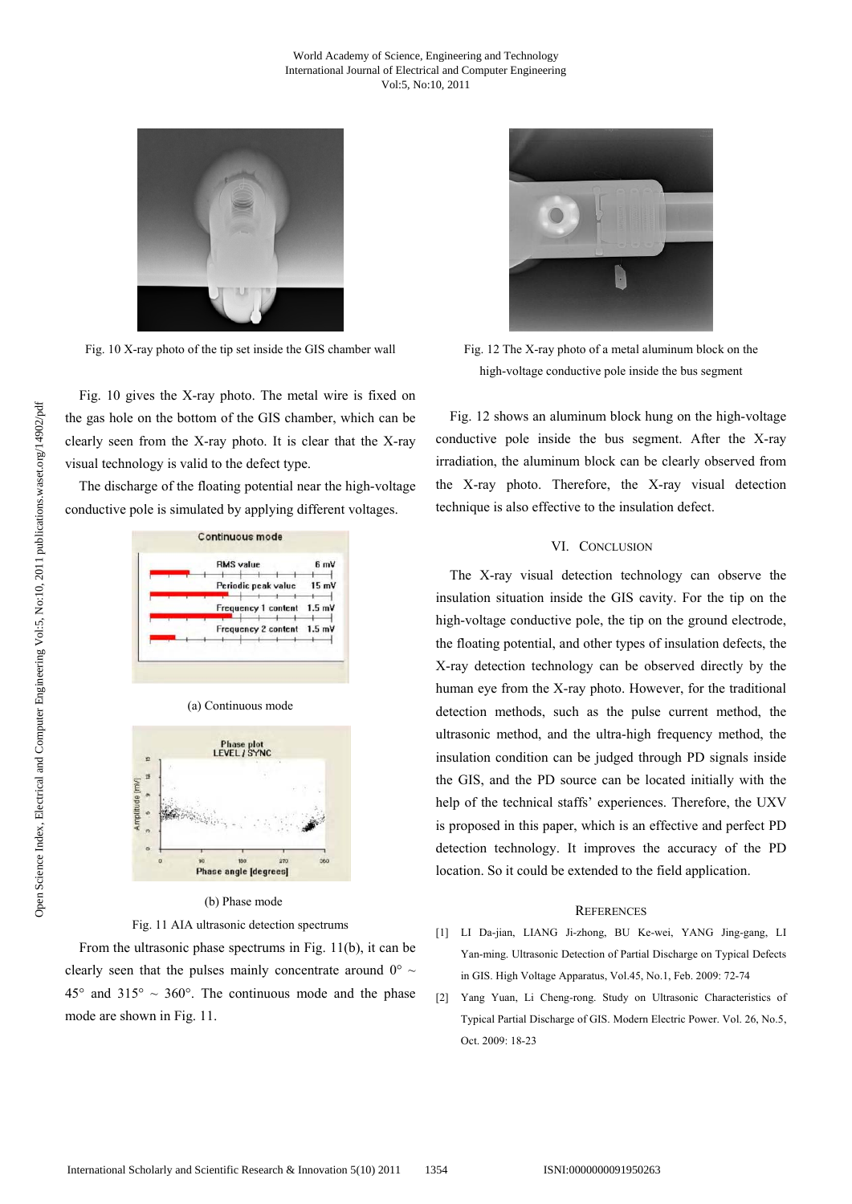Fig. 10 X-ray photo of the tip set inside the GIS chamber wall

Fig. 10 gives the X-ray photo. The metal wire is fixed on the gas hole on the bottom of the GIS chamber, which can be clearly seen from the X-ray photo. It is clear that the X-ray visual technology is valid to the defect type.

The discharge of the floating potential near the high-voltage conductive pole is simulated by applying different voltages.

(a) Continuous mode

(b) Phase mode

Fig. 11 AIA ultrasonic detection spectrums

From the ultrasonic phase spectrums in Fig. 11(b), it can be clearly seen that the pulses mainly concentrate around 0° ~ 45° and 315° ~ 360°. The continuous mode and the phase mode are shown in Fig. 11.

Fig. 12 The X-ray photo of a metal aluminum block on the high-voltage conductive pole inside the bus segment

Fig. 12 shows an aluminum block hung on the high-voltage conductive pole inside the bus segment. After the X-ray irradiation, the aluminum block can be clearly observed from the X-ray photo. Therefore, the X-ray visual detection technique is also effective to the insulation defect.

## VI. Conclusion

The X-ray visual detection technology can observe the insulation situation inside the GIS cavity. For the tip on the high-voltage conductive pole, the tip on the ground electrode, the floating potential, and other types of insulation defects, the X-ray detection technology can be observed directly by the human eye from the X-ray photo. However, for the traditional detection methods, such as the pulse current method, the ultrasonic method, and the ultra-high frequency method, the insulation condition can be judged through PD signals inside the GIS, and the PD source can be located initially with the help of the technical staffs' experiences. Therefore, the UXV is proposed in this paper, which is an effective and perfect PD detection technology. It improves the accuracy of the PD location. So it could be extended to the field application.

## References

[1] LI Da-jian, LIANG Ji-zhong, BU Ke-wei, YANG Jing-gang, LI Yan-ming. Ultrasonic Detection of Partial Discharge on Typical Defects in GIS. High Voltage Apparatus, Vol.45, No.1, Feb. 2009: 72-74

[2] Yang Yuan, Li Cheng-rong. Study on Ultrasonic Characteristics of Typical Partial Discharge of GIS. Modern Electric Power. Vol. 26, No.5, Oct. 2009: 18-23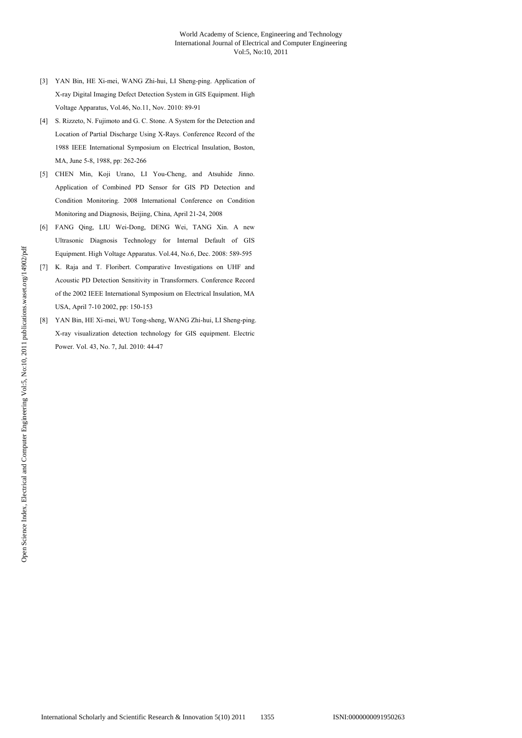[3] YAN Bin, HE Xi-mei, WANG Zhi-hui, LI Sheng-ping. Application of X-ray Digital Imaging Defect Detection System in GIS Equipment. High Voltage Apparatus, Vol.46, No.11, Nov. 2010: 89-91

[4] S. Rizzeto, N. Fujimoto and G. C. Stone. A System for the Detection and Location of Partial Discharge Using X-Rays. Conference Record of the 1988 IEEE International Symposium on Electrical Insulation, Boston, MA, June 5-8, 1988, pp: 262-266

[5] CHEN Min, Koji Urano, LI You-Cheng, and Atsuhide Jinno. Application of Combined PD Sensor for GIS PD Detection and Condition Monitoring. 2008 International Conference on Condition Monitoring and Diagnosis, Beijing, China, April 21-24, 2008

[6] FANG Qing, LIU Wei-Dong, DENG Wei, TANG Xin. A new Ultrasonic Diagnosis Technology for Internal Default of GIS Equipment. High Voltage Apparatus. Vol.44, No.6, Dec. 2008: 589-595

[7] K. Raja and T. Floribert. Comparative Investigations on UHF and Acoustic PD Detection Sensitivity in Transformers. Conference Record of the 2002 IEEE International Symposium on Electrical Insulation, MA USA, April 7-10 2002, pp: 150-153

[8] YAN Bin, HE Xi-mei, WU Tong-sheng, WANG Zhi-hui, LI Sheng-ping. X-ray visualization detection technology for GIS equipment. Electric Power. Vol. 43, No. 7, Jul. 2010: 44-47